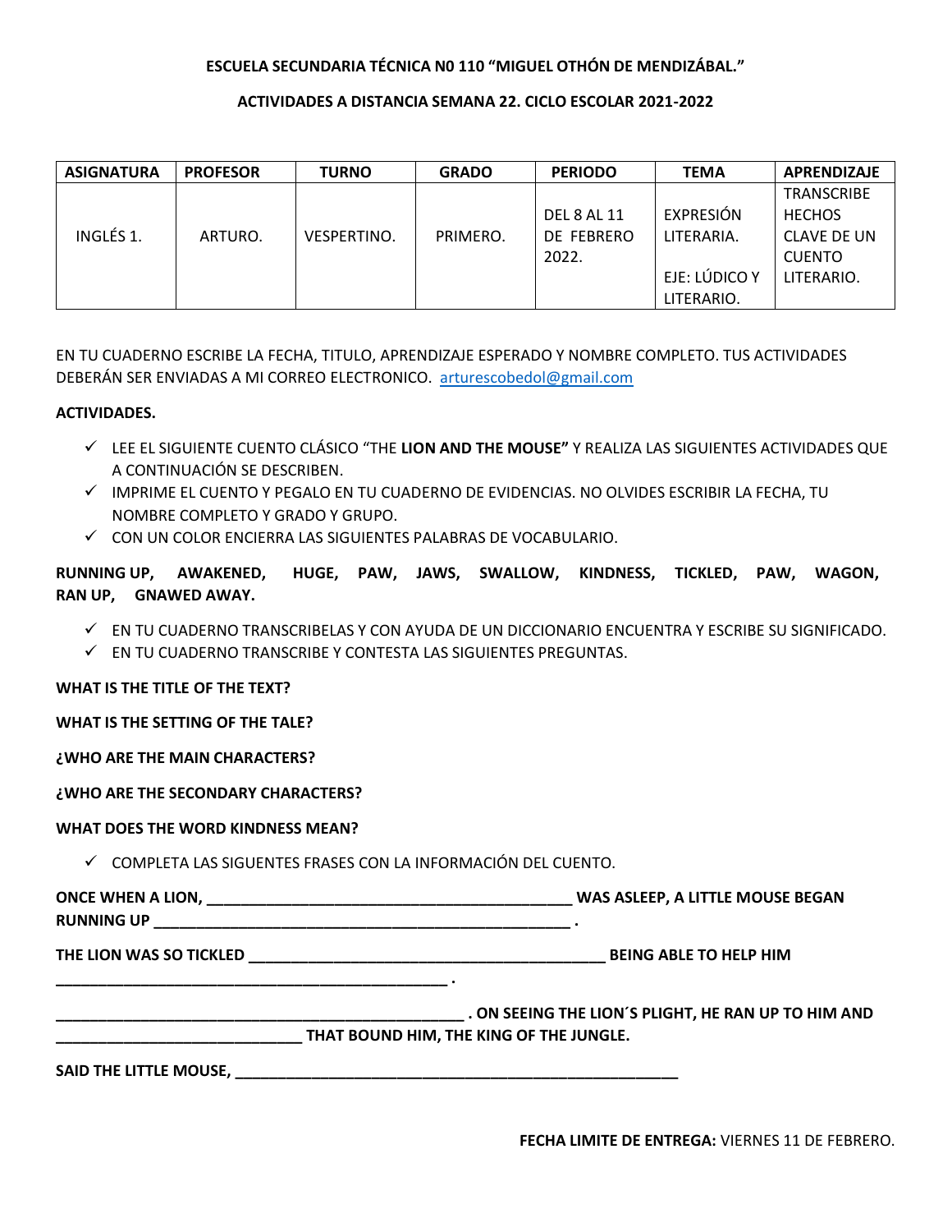**ESCUELA SECUNDARIA TÉCNICA N0 110 "MIGUEL OTHÓN DE MENDIZÁBAL."**

**ACTIVIDADES A DISTANCIA SEMANA 22. CICLO ESCOLAR 2021-2022**

| ASIGNATURA | PROFESOR | TURNO | GRADO | PERIODO | TEMA | APRENDIZAJE |
|---|---|---|---|---|---|---|
| INGLÉS 1. | ARTURO. | VESPERTINO. | PRIMERO. | DEL 8 AL 11 DE FEBRERO 2022. | EXPRESIÓN LITERARIA. EJE: LÚDICO Y LITERARIO. | TRANSCRIBE HECHOS CLAVE DE UN CUENTO LITERARIO. |

EN TU CUADERNO ESCRIBE LA FECHA, TITULO, APRENDIZAJE ESPERADO Y NOMBRE COMPLETO. TUS ACTIVIDADES DEBERÁN SER ENVIADAS A MI CORREO ELECTRONICO. arturescobedol@gmail.com

**ACTIVIDADES.**

- ✓ LEE EL SIGUIENTE CUENTO CLÁSICO "THE **LION AND THE MOUSE"** Y REALIZA LAS SIGUIENTES ACTIVIDADES QUE A CONTINUACIÓN SE DESCRIBEN.
- ✓ IMPRIME EL CUENTO Y PEGALO EN TU CUADERNO DE EVIDENCIAS. NO OLVIDES ESCRIBIR LA FECHA, TU NOMBRE COMPLETO Y GRADO Y GRUPO.
- ✓ CON UN COLOR ENCIERRA LAS SIGUIENTES PALABRAS DE VOCABULARIO.

**RUNNING UP, AWAKENED, HUGE, PAW, JAWS, SWALLOW, KINDNESS, TICKLED, PAW, WAGON, RAN UP, GNAWED AWAY.**

- ✓ EN TU CUADERNO TRANSCRIBELAS Y CON AYUDA DE UN DICCIONARIO ENCUENTRA Y ESCRIBE SU SIGNIFICADO.
- ✓ EN TU CUADERNO TRANSCRIBE Y CONTESTA LAS SIGUIENTES PREGUNTAS.

**WHAT IS THE TITLE OF THE TEXT?**

**WHAT IS THE SETTING OF THE TALE?**

**¿WHO ARE THE MAIN CHARACTERS?**

**¿WHO ARE THE SECONDARY CHARACTERS?**

**WHAT DOES THE WORD KINDNESS MEAN?**

- ✓ COMPLETA LAS SIGUENTES FRASES CON LA INFORMACIÓN DEL CUENTO.

**ONCE WHEN A LION, ________________________________________ WAS ASLEEP, A LITTLE MOUSE BEGAN RUNNING UP ______________________________________________ .**

**THE LION WAS SO TICKLED ________________________________________ BEING ABLE TO HELP HIM ____________________________________________ .**

**______________________________________________ . ON SEEING THE LION´S PLIGHT, HE RAN UP TO HIM AND ___________________________ THAT BOUND HIM, THE KING OF THE JUNGLE.**

**SAID THE LITTLE MOUSE, __________________________________________________**

**FECHA LIMITE DE ENTREGA:** VIERNES 11 DE FEBRERO.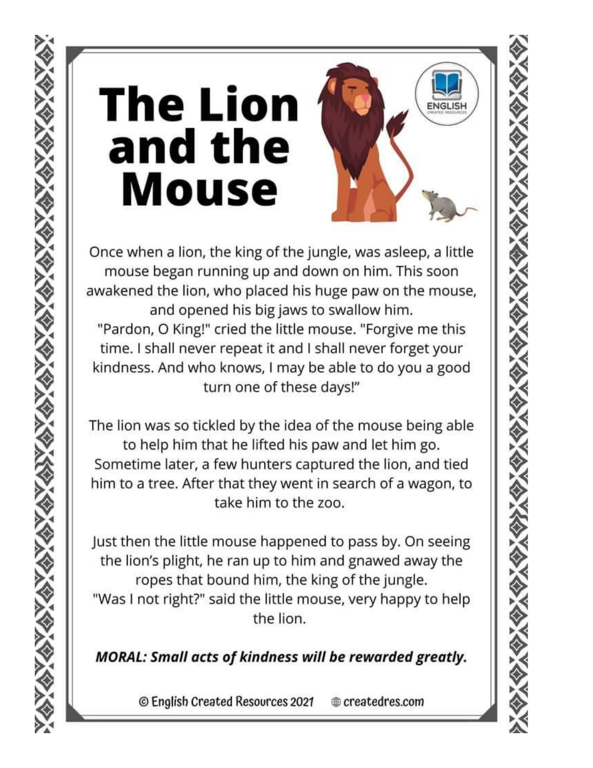# The Lion and the Mouse

Once when a lion, the king of the jungle, was asleep, a little mouse began running up and down on him. This soon awakened the lion, who placed his huge paw on the mouse, and opened his big jaws to swallow him.
"Pardon, O King!" cried the little mouse. "Forgive me this time. I shall never repeat it and I shall never forget your kindness. And who knows, I may be able to do you a good turn one of these days!"

The lion was so tickled by the idea of the mouse being able to help him that he lifted his paw and let him go. Sometime later, a few hunters captured the lion, and tied him to a tree. After that they went in search of a wagon, to take him to the zoo.

Just then the little mouse happened to pass by. On seeing the lion's plight, he ran up to him and gnawed away the ropes that bound him, the king of the jungle.
"Was I not right?" said the little mouse, very happy to help the lion.

***MORAL: Small acts of kindness will be rewarded greatly.***

© English Created Resources 2021 createdres.com